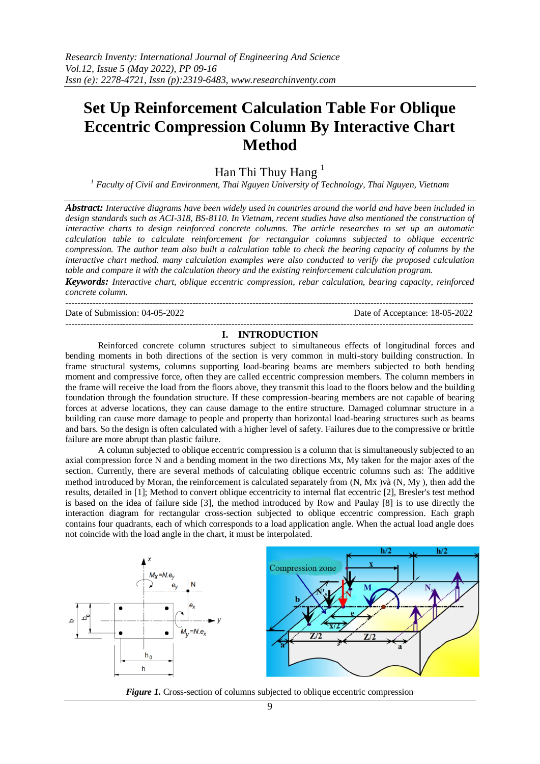# Set Up Reinforcement Calculation Table For Oblique Eccentric Compression Column By Interactive Chart Method

Han Thi Thuy Hang [1]

[1] *Faculty of Civil and Environment, Thai Nguyen University of Technology, Thai Nguyen, Vietnam*

***Abstract:*** *Interactive diagrams have been widely used in countries around the world and have been included in design standards such as ACI-318, BS-8110. In Vietnam, recent studies have also mentioned the construction of interactive charts to design reinforced concrete columns. The article researches to set up an automatic calculation table to calculate reinforcement for rectangular columns subjected to oblique eccentric compression. The author team also built a calculation table to check the bearing capacity of columns by the interactive chart method. many calculation examples were also conducted to verify the proposed calculation table and compare it with the calculation theory and the existing reinforcement calculation program.*

***Keywords:*** *Interactive chart, oblique eccentric compression, rebar calculation, bearing capacity, reinforced concrete column.*

---

Date of Submission: 04-05-2022 | Date of Acceptance: 18-05-2022

---

## I. INTRODUCTION

Reinforced concrete column structures subject to simultaneous effects of longitudinal forces and bending moments in both directions of the section is very common in multi-story building construction. In frame structural systems, columns supporting load-bearing beams are members subjected to both bending moment and compressive force, often they are called eccentric compression members. The column members in the frame will receive the load from the floors above, they transmit this load to the floors below and the building foundation through the foundation structure. If these compression-bearing members are not capable of bearing forces at adverse locations, they can cause damage to the entire structure. Damaged columnar structure in a building can cause more damage to people and property than horizontal load-bearing structures such as beams and bars. So the design is often calculated with a higher level of safety. Failures due to the compressive or brittle failure are more abrupt than plastic failure.

A column subjected to oblique eccentric compression is a column that is simultaneously subjected to an axial compression force N and a bending moment in the two directions Mx, My taken for the major axes of the section. Currently, there are several methods of calculating oblique eccentric columns such as: The additive method introduced by Moran, the reinforcement is calculated separately from (N, Mx )và (N, My ), then add the results, detailed in [1]; Method to convert oblique eccentricity to internal flat eccentric [2], Bresler's test method is based on the idea of failure side [3], the method introduced by Row and Paulay [8] is to use directly the interaction diagram for rectangular cross-section subjected to oblique eccentric compression. Each graph contains four quadrants, each of which corresponds to a load application angle. When the actual load angle does not coincide with the load angle in the chart, it must be interpolated.

***Figure 1.*** Cross-section of columns subjected to oblique eccentric compression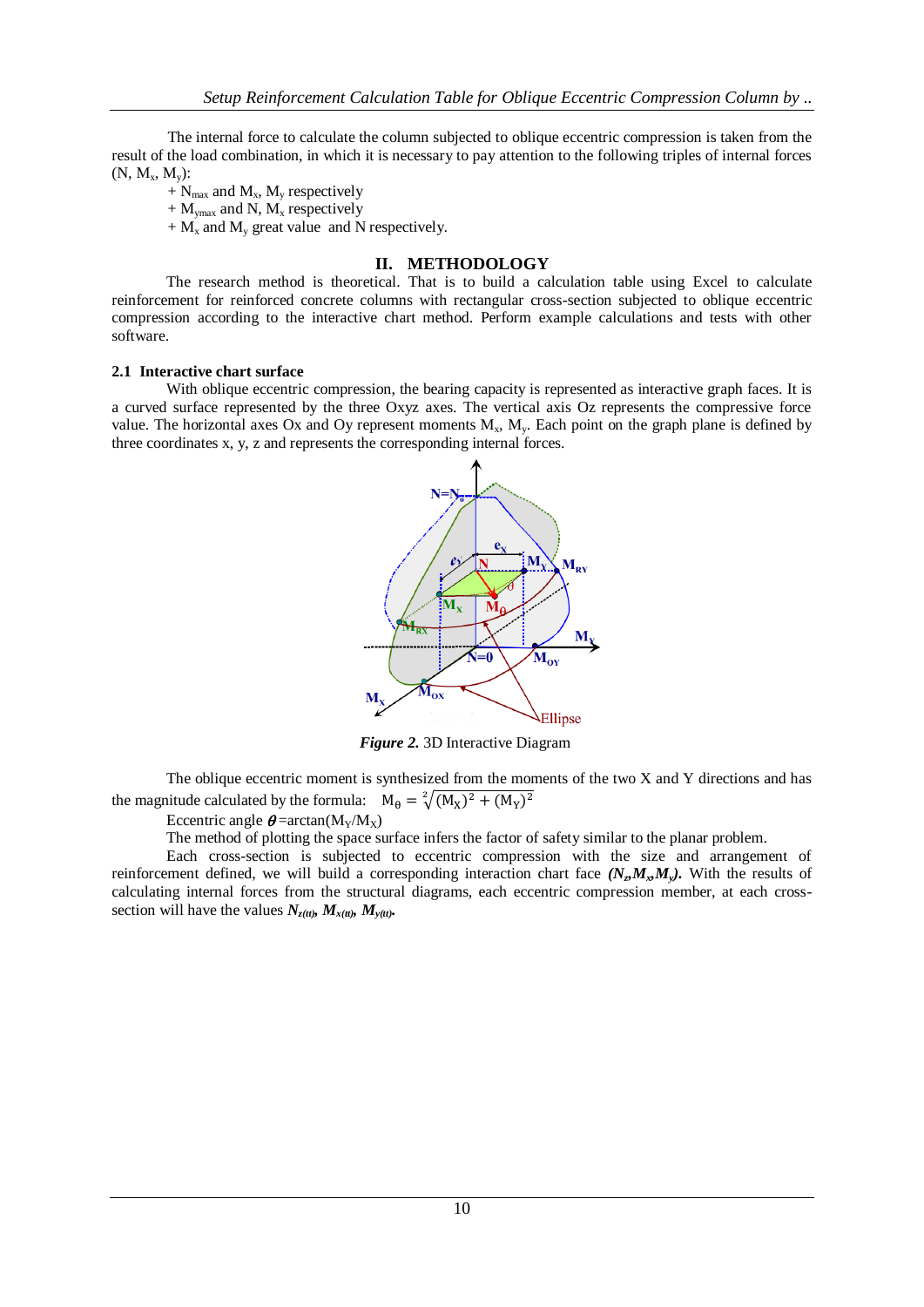The internal force to calculate the column subjected to oblique eccentric compression is taken from the result of the load combination, in which it is necessary to pay attention to the following triples of internal forces ($N$, $M_x$, $M_y$):

+ $N_{max}$ and $M_x$, $M_y$ respectively
+ $M_{ymax}$ and $N$, $M_x$ respectively
+ $M_x$ and $M_y$ great value and N respectively.

## II. METHODOLOGY

The research method is theoretical. That is to build a calculation table using Excel to calculate reinforcement for reinforced concrete columns with rectangular cross-section subjected to oblique eccentric compression according to the interactive chart method. Perform example calculations and tests with other software.

### 2.1 Interactive chart surface

With oblique eccentric compression, the bearing capacity is represented as interactive graph faces. It is a curved surface represented by the three Oxyz axes. The vertical axis Oz represents the compressive force value. The horizontal axes Ox and Oy represent moments $M_x$, $M_y$. Each point on the graph plane is defined by three coordinates x, y, z and represents the corresponding internal forces.

***Figure 2.*** 3D Interactive Diagram

The oblique eccentric moment is synthesized from the moments of the two X and Y directions and has the magnitude calculated by the formula: $M_\theta = \sqrt[2]{(M_X)^2 + (M_Y)^2}$

Eccentric angle $\theta$=arctan($M_Y/M_X$)

The method of plotting the space surface infers the factor of safety similar to the planar problem.

Each cross-section is subjected to eccentric compression with the size and arrangement of reinforcement defined, we will build a corresponding interaction chart face ***($N_z$,$M_x$,$M_y$)***. With the results of calculating internal forces from the structural diagrams, each eccentric compression member, at each cross-section will have the values $N_{z(tt)}$, $M_{x(tt)}$, $M_{y(tt)}$.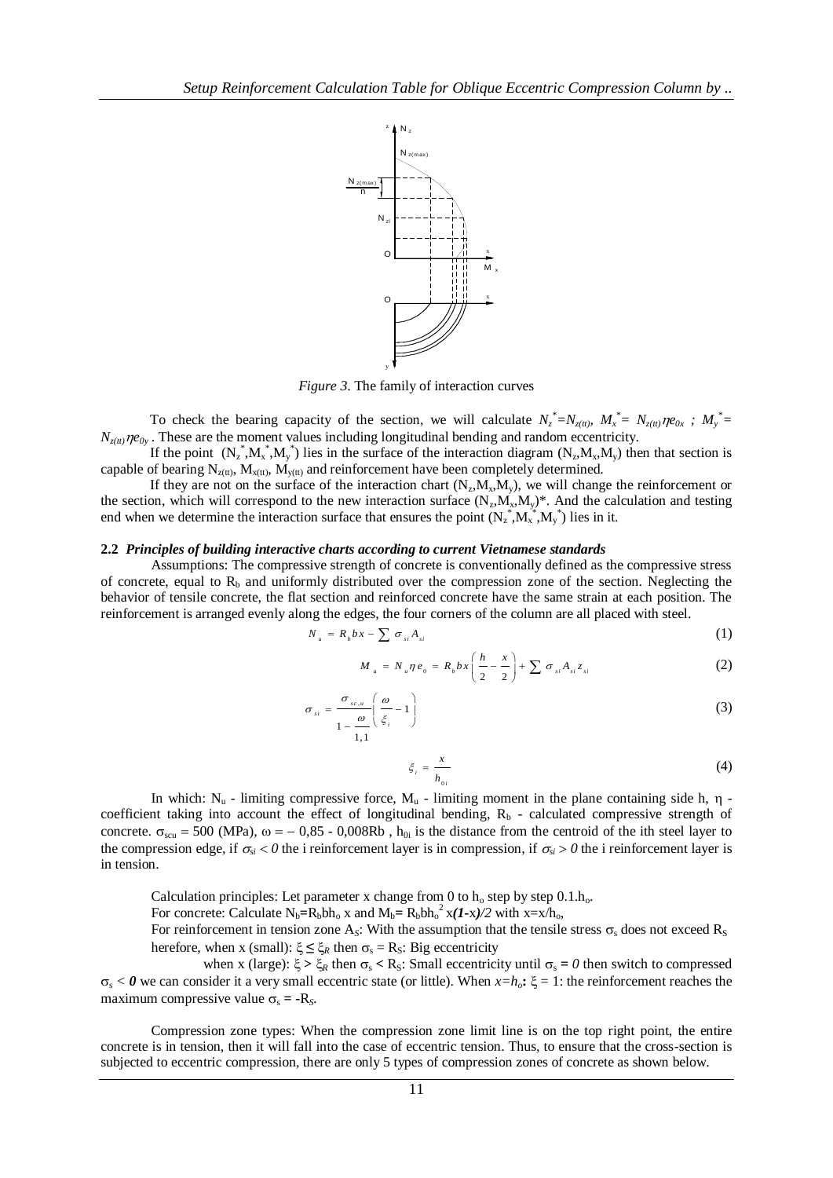*Figure 3*. The family of interaction curves

To check the bearing capacity of the section, we will calculate $N_z^* = N_{z(tt)}$, $M_x^* = N_{z(tt)}\eta e_{0x}$ ; $M_y^* = N_{z(tt)}\eta e_{0y}$ . These are the moment values including longitudinal bending and random eccentricity.

If the point $(N_z^*, M_x^*, M_y^*)$ lies in the surface of the interaction diagram $(N_z, M_x, M_y)$ then that section is capable of bearing $N_{z(tt)}$, $M_{x(tt)}$, $M_{y(tt)}$ and reinforcement have been completely determined.

If they are not on the surface of the interaction chart $(N_z, M_x, M_y)$, we will change the reinforcement or the section, which will correspond to the new interaction surface $(N_z, M_x, M_y)^*$. And the calculation and testing end when we determine the interaction surface that ensures the point $(N_z^*, M_x^*, M_y^*)$ lies in it.

**2.2** ***Principles of building interactive charts according to current Vietnamese standards***

Assumptions: The compressive strength of concrete is conventionally defined as the compressive stress of concrete, equal to $R_b$ and uniformly distributed over the compression zone of the section. Neglecting the behavior of tensile concrete, the flat section and reinforced concrete have the same strain at each position. The reinforcement is arranged evenly along the edges, the four corners of the column are all placed with steel.

$$N_u = R_b bx - \sum \sigma_{si} A_{si} \tag{1}$$

$$M_u = N_u \eta e_0 = R_b bx\left(\frac{h}{2} - \frac{x}{2}\right) + \sum \sigma_{si} A_{si} z_{si} \tag{2}$$

$$\sigma_{si} = \frac{\sigma_{sc,u}}{1 - \frac{\omega}{1,1}}\left(\frac{\omega}{\xi_i} - 1\right) \tag{3}$$

$$\xi_i = \frac{x}{h_{0i}} \tag{4}$$

In which: $N_u$ - limiting compressive force, $M_u$ - limiting moment in the plane containing side h, $\eta$ - coefficient taking into account the effect of longitudinal bending, $R_b$ - calculated compressive strength of concrete. $\sigma_{scu} = 500$ (MPa), $\omega = -$ 0,85 - 0,008Rb , $h_{0i}$ is the distance from the centroid of the ith steel layer to the compression edge, if $\sigma_{si} < 0$ the i reinforcement layer is in compression, if $\sigma_{si} > 0$ the i reinforcement layer is in tension.

Calculation principles: Let parameter x change from 0 to $h_o$ step by step $0.1.h_o$.

For concrete: Calculate $N_b = R_b bh_o$ x and $M_b = R_b bh_o^2$ x$(1$-x$)/2$ with $x = x/h_o$,

For reinforcement in tension zone $A_S$: With the assumption that the tensile stress $\sigma_s$ does not exceed $R_S$ herefore, when x (small): $\xi \leq \xi_R$ then $\sigma_s = R_S$: Big eccentricity

when x (large): $\xi > \xi_R$ then $\sigma_s < R_S$: Small eccentricity until $\sigma_s = 0$ then switch to compressed $\sigma_s < 0$ we can consider it a very small eccentric state (or little). When $x = h_o$: $\xi = 1$: the reinforcement reaches the maximum compressive value $\sigma_s = -R_S$.

Compression zone types: When the compression zone limit line is on the top right point, the entire concrete is in tension, then it will fall into the case of eccentric tension. Thus, to ensure that the cross-section is subjected to eccentric compression, there are only 5 types of compression zones of concrete as shown below.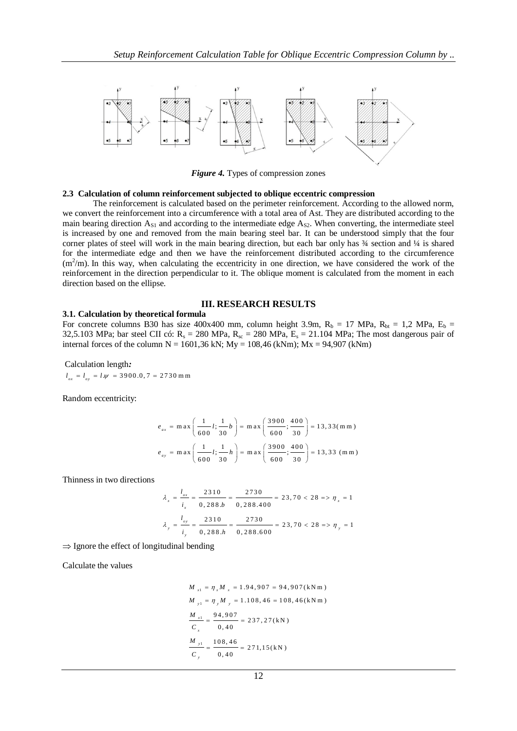*Figure 4.* Types of compression zones

### 2.3 Calculation of column reinforcement subjected to oblique eccentric compression

The reinforcement is calculated based on the perimeter reinforcement. According to the allowed norm, we convert the reinforcement into a circumference with a total area of Ast. They are distributed according to the main bearing direction $A_{S1}$ and according to the intermediate edge $A_{S2}$. When converting, the intermediate steel is increased by one and removed from the main bearing steel bar. It can be understood simply that the four corner plates of steel will work in the main bearing direction, but each bar only has ¾ section and ¼ is shared for the intermediate edge and then we have the reinforcement distributed according to the circumference ($m^2$/m). In this way, when calculating the eccentricity in one direction, we have considered the work of the reinforcement in the direction perpendicular to it. The oblique moment is calculated from the moment in each direction based on the ellipse.

## III. RESEARCH RESULTS

### 3.1. Calculation by theoretical formula

For concrete columns B30 has size 400x400 mm, column height 3.9m, $R_b$ = 17 MPa, $R_{bt}$ = 1,2 MPa, $E_b$ = 32,5.103 MPa; bar steel CII có: $R_s$ = 280 MPa, $R_{sc}$ = 280 MPa, $E_s$ = 21.104 MPa; The most dangerous pair of internal forces of the column N = 1601,36 kN; My = 108,46 (kNm); Mx = 94,907 (kNm)

Calculation length*:*

$l_{ox} = l_{oy} = l.\psi = 3900.0,7 = 2730\,\text{mm}$

Random eccentricity:

$$e_{ax} = \max\left(\frac{1}{600}l; \frac{1}{30}b\right) = \max\left(\frac{3900}{600}; \frac{400}{30}\right) = 13,33(\text{mm})$$

$$e_{ay} = \max\left(\frac{1}{600}l; \frac{1}{30}h\right) = \max\left(\frac{3900}{600}; \frac{400}{30}\right) = 13,33\ (\text{mm})$$

Thinness in two directions

$$\lambda_x = \frac{l_{ox}}{i_x} = \frac{2310}{0,288.b} = \frac{2730}{0,288.400} = 23,70 < 28 \Rightarrow \eta_x = 1$$

$$\lambda_y = \frac{l_{oy}}{i_y} = \frac{2310}{0,288.h} = \frac{2730}{0,288.600} = 23,70 < 28 \Rightarrow \eta_y = 1$$

$\Rightarrow$ Ignore the effect of longitudinal bending

Calculate the values

$$M_{x1} = \eta_x M_x = 1.94,907 = 94,907(\text{kNm})$$

$$M_{y1} = \eta_y M_y = 1.108,46 = 108,46(\text{kNm})$$

$$\frac{M_{x1}}{C_x} = \frac{94,907}{0,40} = 237,27(\text{kN})$$

$$\frac{M_{y1}}{C_y} = \frac{108,46}{0,40} = 271,15(\text{kN})$$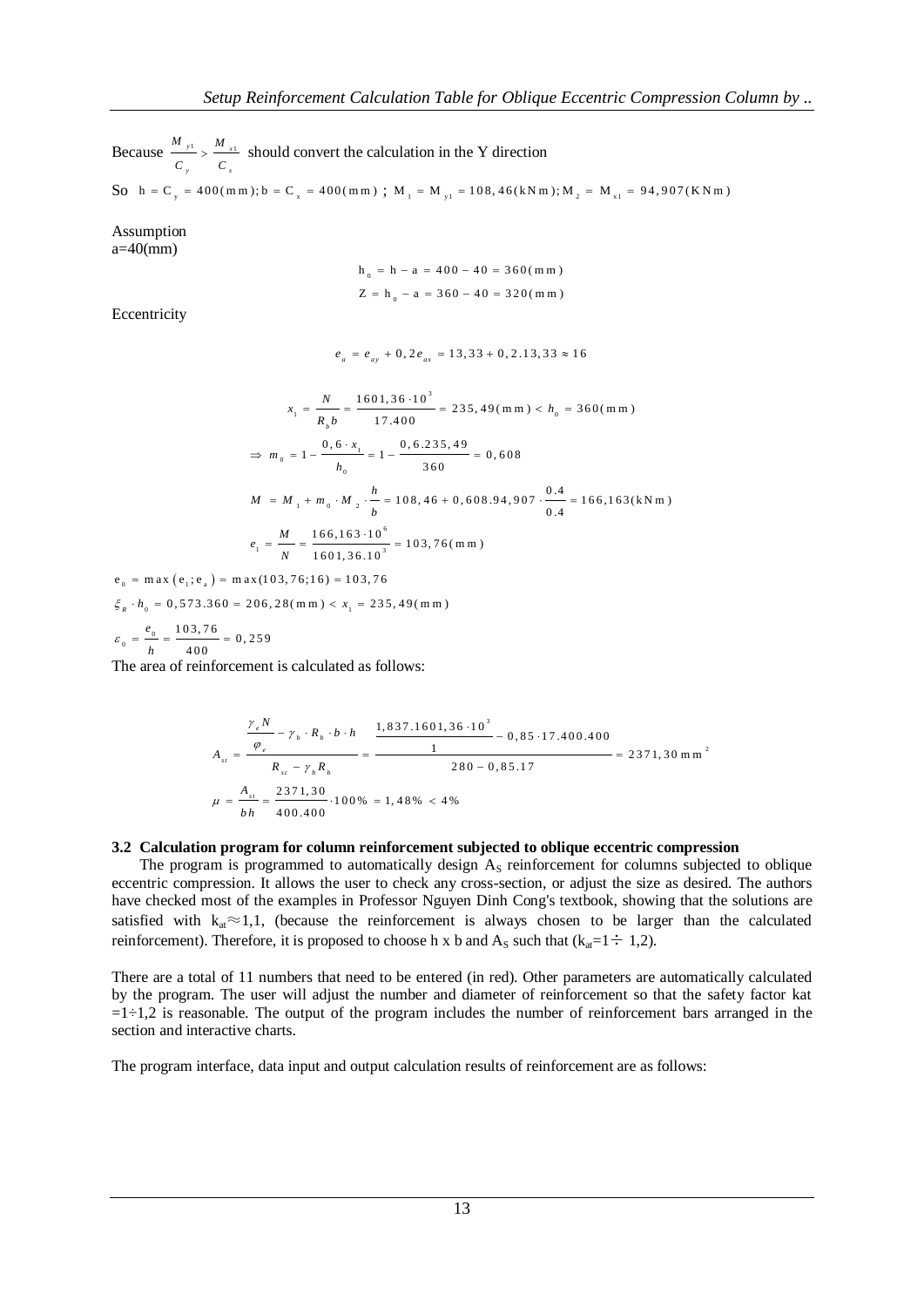Because $\frac{M_{y1}}{C_y} > \frac{M_{x1}}{C_x}$ should convert the calculation in the Y direction

So $h = C_y = 400(mm); b = C_x = 400(mm)$ ; $M_1 = M_{y1} = 108,46(kNm); M_2 = M_{x1} = 94,907(KNm)$

Assumption
a=40(mm)

$$h_0 = h - a = 400 - 40 = 360(mm)$$

$$Z = h_0 - a = 360 - 40 = 320(mm)$$

Eccentricity

$$e_a = e_{ay} + 0,2e_{ax} = 13,33 + 0,2.13,33 \approx 16$$

$$x_1 = \frac{N}{R_b b} = \frac{1601,36 \cdot 10^3}{17.400} = 235,49(mm) < h_0 = 360(mm)$$

$$\Rightarrow m_0 = 1 - \frac{0,6 \cdot x_1}{h_0} = 1 - \frac{0,6.235,49}{360} = 0,608$$

$$M = M_1 + m_0 \cdot M_2 \cdot \frac{h}{b} = 108,46 + 0,608.94,907 \cdot \frac{0.4}{0.4} = 166,163(kNm)$$

$$e_1 = \frac{M}{N} = \frac{166,163 \cdot 10^6}{1601,36.10^3} = 103,76(mm)$$

$$e_0 = \max(e_1; e_a) = \max(103,76;16) = 103,76$$

$$\xi_R \cdot h_0 = 0,573.360 = 206,28(mm) < x_1 = 235,49(mm)$$

$$\varepsilon_0 = \frac{e_0}{h} = \frac{103,76}{400} = 0,259$$

The area of reinforcement is calculated as follows:

$$A_{st} = \frac{\frac{\gamma_e N}{\varphi_e} - \gamma_b \cdot R_b \cdot b \cdot h}{R_{sc} - \gamma_b R_b} = \frac{\frac{1,837.1601,36 \cdot 10^3}{1} - 0,85 \cdot 17.400.400}{280 - 0,85.17} = 2371,30\ mm^2$$

$$\mu = \frac{A_{st}}{bh} = \frac{2371,30}{400.400} \cdot 100\% = 1,48\% < 4\%$$

### 3.2 Calculation program for column reinforcement subjected to oblique eccentric compression

The program is programmed to automatically design $A_S$ reinforcement for columns subjected to oblique eccentric compression. It allows the user to check any cross-section, or adjust the size as desired. The authors have checked most of the examples in Professor Nguyen Dinh Cong's textbook, showing that the solutions are satisfied with $k_{at} \approx 1,1$, (because the reinforcement is always chosen to be larger than the calculated reinforcement). Therefore, it is proposed to choose h x b and $A_S$ such that ($k_{at}$=1÷ 1,2).

There are a total of 11 numbers that need to be entered (in red). Other parameters are automatically calculated by the program. The user will adjust the number and diameter of reinforcement so that the safety factor kat =1÷1,2 is reasonable. The output of the program includes the number of reinforcement bars arranged in the section and interactive charts.

The program interface, data input and output calculation results of reinforcement are as follows: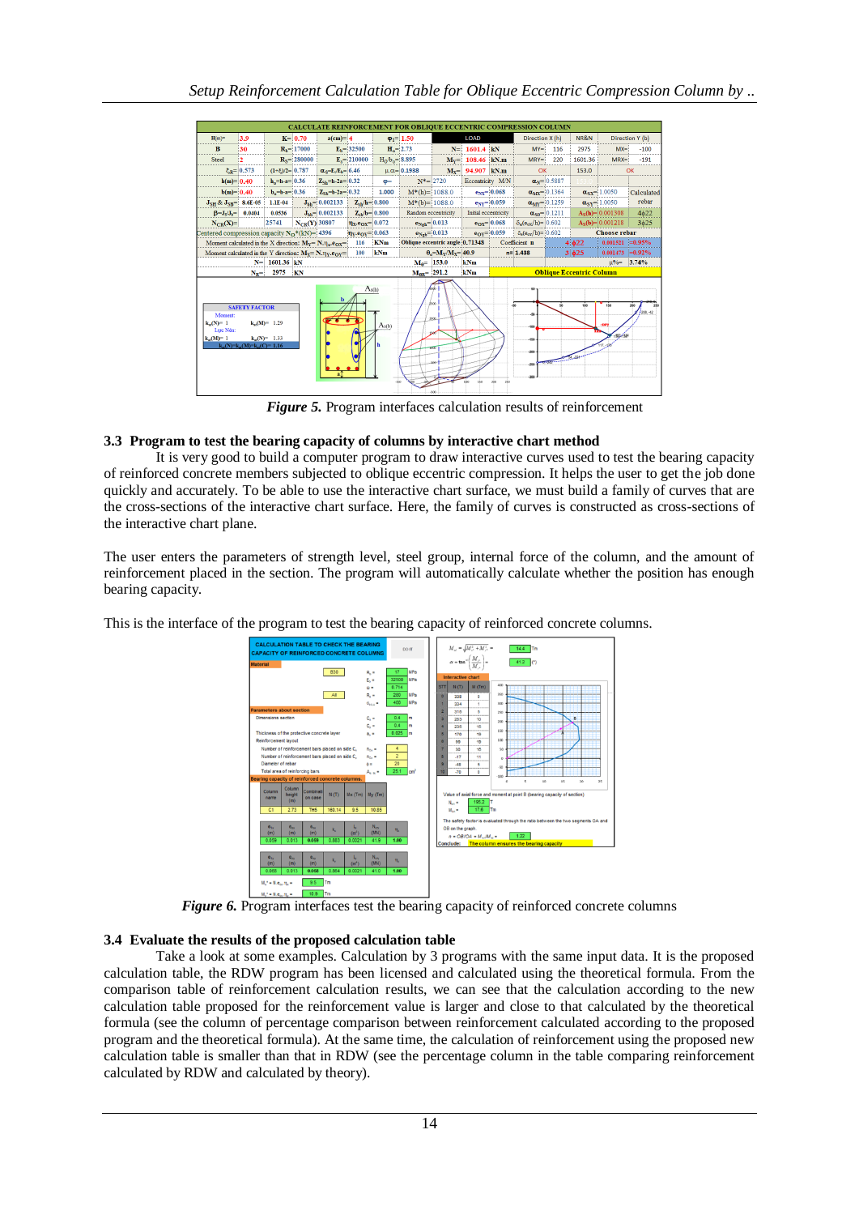*Figure 5.* Program interfaces calculation results of reinforcement

### 3.3 Program to test the bearing capacity of columns by interactive chart method

It is very good to build a computer program to draw interactive curves used to test the bearing capacity of reinforced concrete members subjected to oblique eccentric compression. It helps the user to get the job done quickly and accurately. To be able to use the interactive chart surface, we must build a family of curves that are the cross-sections of the interactive chart surface. Here, the family of curves is constructed as cross-sections of the interactive chart plane.

The user enters the parameters of strength level, steel group, internal force of the column, and the amount of reinforcement placed in the section. The program will automatically calculate whether the position has enough bearing capacity.

This is the interface of the program to test the bearing capacity of reinforced concrete columns.

*Figure 6.* Program interfaces test the bearing capacity of reinforced concrete columns

### 3.4 Evaluate the results of the proposed calculation table

Take a look at some examples. Calculation by 3 programs with the same input data. It is the proposed calculation table, the RDW program has been licensed and calculated using the theoretical formula. From the comparison table of reinforcement calculation results, we can see that the calculation according to the new calculation table proposed for the reinforcement value is larger and close to that calculated by the theoretical formula (see the column of percentage comparison between reinforcement calculated according to the proposed program and the theoretical formula). At the same time, the calculation of reinforcement using the proposed new calculation table is smaller than that in RDW (see the percentage column in the table comparing reinforcement calculated by RDW and calculated by theory).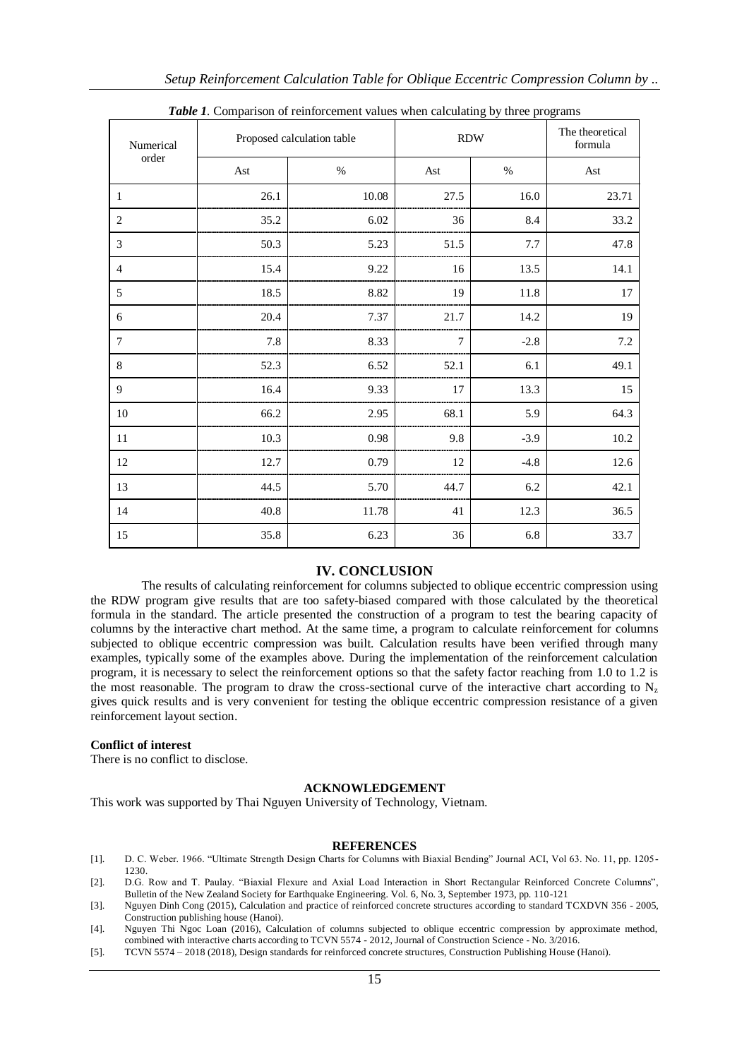***Table 1**. Comparison of reinforcement values when calculating by three programs*

| Numerical order | Proposed calculation table | | RDW | | The theoretical formula |
|---|---|---|---|---|---|
| | Ast | % | Ast | % | Ast |
| 1 | 26.1 | 10.08 | 27.5 | 16.0 | 23.71 |
| 2 | 35.2 | 6.02 | 36 | 8.4 | 33.2 |
| 3 | 50.3 | 5.23 | 51.5 | 7.7 | 47.8 |
| 4 | 15.4 | 9.22 | 16 | 13.5 | 14.1 |
| 5 | 18.5 | 8.82 | 19 | 11.8 | 17 |
| 6 | 20.4 | 7.37 | 21.7 | 14.2 | 19 |
| 7 | 7.8 | 8.33 | 7 | -2.8 | 7.2 |
| 8 | 52.3 | 6.52 | 52.1 | 6.1 | 49.1 |
| 9 | 16.4 | 9.33 | 17 | 13.3 | 15 |
| 10 | 66.2 | 2.95 | 68.1 | 5.9 | 64.3 |
| 11 | 10.3 | 0.98 | 9.8 | -3.9 | 10.2 |
| 12 | 12.7 | 0.79 | 12 | -4.8 | 12.6 |
| 13 | 44.5 | 5.70 | 44.7 | 6.2 | 42.1 |
| 14 | 40.8 | 11.78 | 41 | 12.3 | 36.5 |
| 15 | 35.8 | 6.23 | 36 | 6.8 | 33.7 |

## IV. CONCLUSION

The results of calculating reinforcement for columns subjected to oblique eccentric compression using the RDW program give results that are too safety-biased compared with those calculated by the theoretical formula in the standard. The article presented the construction of a program to test the bearing capacity of columns by the interactive chart method. At the same time, a program to calculate reinforcement for columns subjected to oblique eccentric compression was built. Calculation results have been verified through many examples, typically some of the examples above. During the implementation of the reinforcement calculation program, it is necessary to select the reinforcement options so that the safety factor reaching from 1.0 to 1.2 is the most reasonable. The program to draw the cross-sectional curve of the interactive chart according to $N_z$ gives quick results and is very convenient for testing the oblique eccentric compression resistance of a given reinforcement layout section.

**Conflict of interest**

There is no conflict to disclose.

## ACKNOWLEDGEMENT

This work was supported by Thai Nguyen University of Technology, Vietnam.

## REFERENCES

[1]. D. C. Weber. 1966. "Ultimate Strength Design Charts for Columns with Biaxial Bending" Journal ACI, Vol 63. No. 11, pp. 1205-1230.

[2]. D.G. Row and T. Paulay. "Biaxial Flexure and Axial Load Interaction in Short Rectangular Reinforced Concrete Columns", Bulletin of the New Zealand Society for Earthquake Engineering. Vol. 6, No. 3, September 1973, pp. 110-121

[3]. Nguyen Dinh Cong (2015), Calculation and practice of reinforced concrete structures according to standard TCXDVN 356 - 2005, Construction publishing house (Hanoi).

[4]. Nguyen Thi Ngoc Loan (2016), Calculation of columns subjected to oblique eccentric compression by approximate method, combined with interactive charts according to TCVN 5574 - 2012, Journal of Construction Science - No. 3/2016.

[5]. TCVN 5574 – 2018 (2018), Design standards for reinforced concrete structures, Construction Publishing House (Hanoi).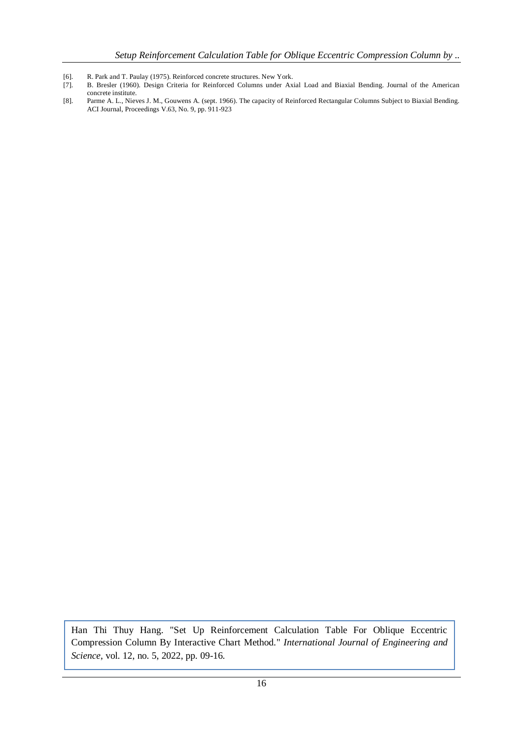[6]. R. Park and T. Paulay (1975). Reinforced concrete structures. New York.

[7]. B. Bresler (1960). Design Criteria for Reinforced Columns under Axial Load and Biaxial Bending. Journal of the American concrete institute.

[8]. Parme A. L., Nieves J. M., Gouwens A. (sept. 1966). The capacity of Reinforced Rectangular Columns Subject to Biaxial Bending. ACI Journal, Proceedings V.63, No. 9, pp. 911-923

Han Thi Thuy Hang. "Set Up Reinforcement Calculation Table For Oblique Eccentric Compression Column By Interactive Chart Method." *International Journal of Engineering and Science*, vol. 12, no. 5, 2022, pp. 09-16.